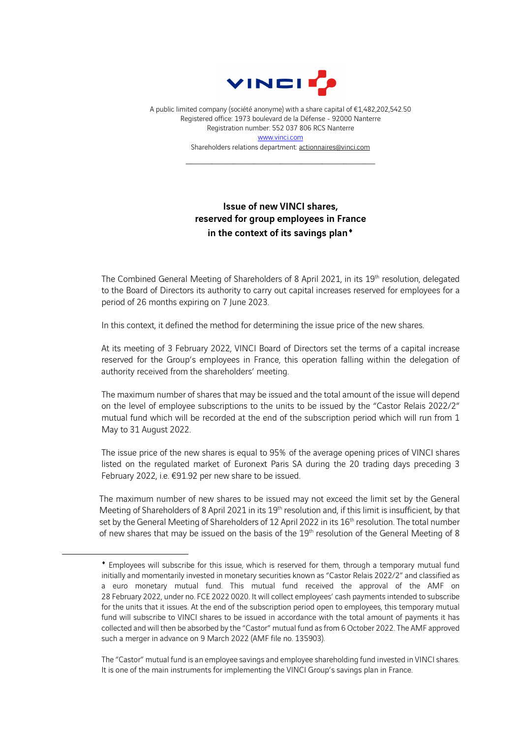A public limited company (société anonyme) with a share capital of €1,482,202,542.50
Registered office: 1973 boulevard de la Défense - 92000 Nanterre
Registration number: 552 037 806 RCS Nanterre
www.vinci.com
Shareholders relations department: actionnaires@vinci.com

---

# Issue of new VINCI shares, reserved for group employees in France in the context of its savings plan♦

The Combined General Meeting of Shareholders of 8 April 2021, in its 19th resolution, delegated to the Board of Directors its authority to carry out capital increases reserved for employees for a period of 26 months expiring on 7 June 2023.

In this context, it defined the method for determining the issue price of the new shares.

At its meeting of 3 February 2022, VINCI Board of Directors set the terms of a capital increase reserved for the Group's employees in France, this operation falling within the delegation of authority received from the shareholders' meeting.

The maximum number of shares that may be issued and the total amount of the issue will depend on the level of employee subscriptions to the units to be issued by the "Castor Relais 2022/2" mutual fund which will be recorded at the end of the subscription period which will run from 1 May to 31 August 2022.

The issue price of the new shares is equal to 95% of the average opening prices of VINCI shares listed on the regulated market of Euronext Paris SA during the 20 trading days preceding 3 February 2022, i.e. €91.92 per new share to be issued.

The maximum number of new shares to be issued may not exceed the limit set by the General Meeting of Shareholders of 8 April 2021 in its 19th resolution and, if this limit is insufficient, by that set by the General Meeting of Shareholders of 12 April 2022 in its 16th resolution. The total number of new shares that may be issued on the basis of the 19th resolution of the General Meeting of 8

---

♦ Employees will subscribe for this issue, which is reserved for them, through a temporary mutual fund initially and momentarily invested in monetary securities known as "Castor Relais 2022/2" and classified as a euro monetary mutual fund. This mutual fund received the approval of the AMF on 28 February 2022, under no. FCE 2022 0020. It will collect employees' cash payments intended to subscribe for the units that it issues. At the end of the subscription period open to employees, this temporary mutual fund will subscribe to VINCI shares to be issued in accordance with the total amount of payments it has collected and will then be absorbed by the "Castor" mutual fund as from 6 October 2022. The AMF approved such a merger in advance on 9 March 2022 (AMF file no. 135903).

The "Castor" mutual fund is an employee savings and employee shareholding fund invested in VINCI shares. It is one of the main instruments for implementing the VINCI Group's savings plan in France.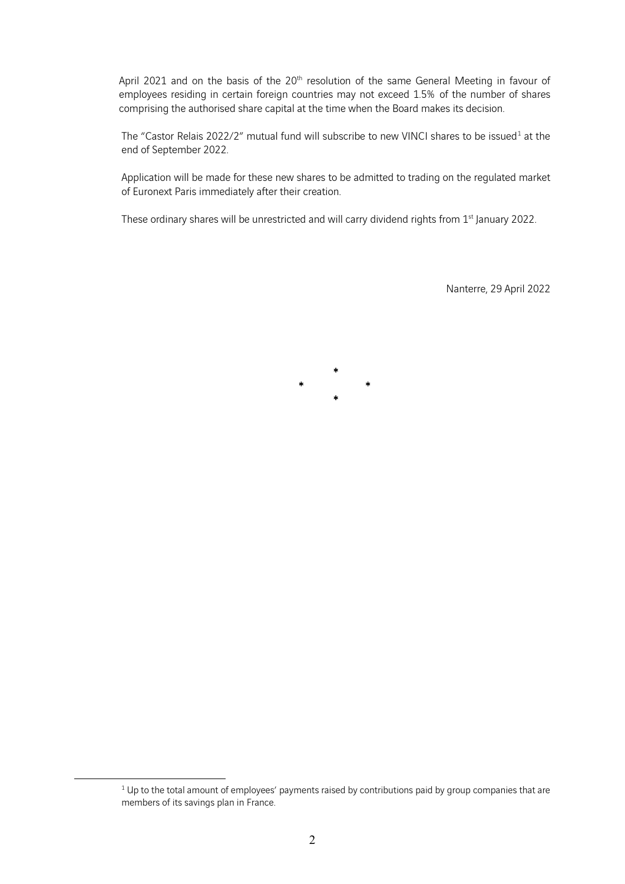April 2021 and on the basis of the 20th resolution of the same General Meeting in favour of employees residing in certain foreign countries may not exceed 1.5% of the number of shares comprising the authorised share capital at the time when the Board makes its decision.

The "Castor Relais 2022/2" mutual fund will subscribe to new VINCI shares to be issued[1] at the end of September 2022.

Application will be made for these new shares to be admitted to trading on the regulated market of Euronext Paris immediately after their creation.

These ordinary shares will be unrestricted and will carry dividend rights from 1st January 2022.

Nanterre, 29 April 2022

\*

\* \*

\*

[1] Up to the total amount of employees' payments raised by contributions paid by group companies that are members of its savings plan in France.